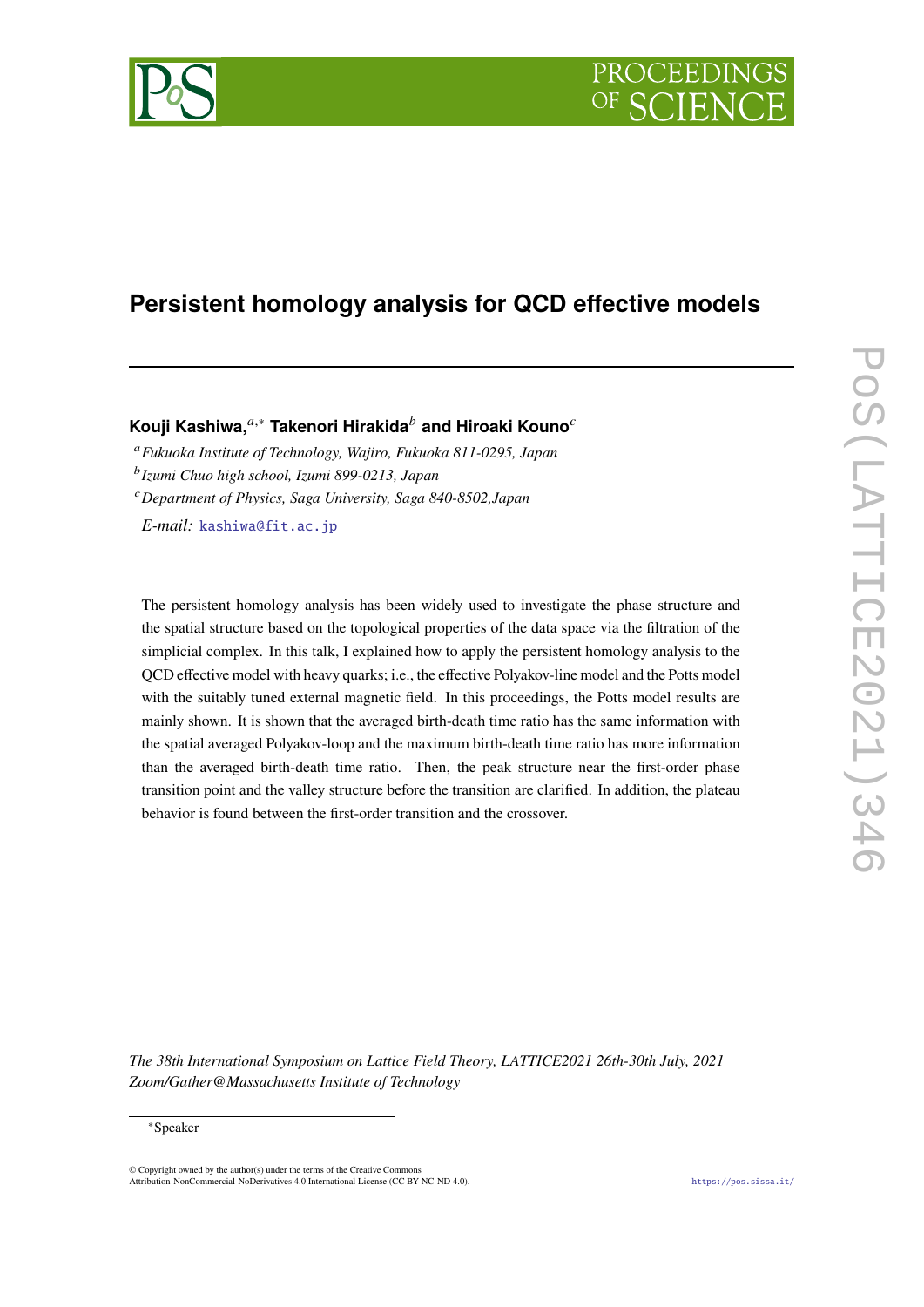# Persistent homology analysis for QCD effective models

**Kouji Kashiwa,**[a,*] **Takenori Hirakida**[b] **and Hiroaki Kouno**[c]

[a] *Fukuoka Institute of Technology, Wajiro, Fukuoka 811-0295, Japan*
[b] *Izumi Chuo high school, Izumi 899-0213, Japan*
[c] *Department of Physics, Saga University, Saga 840-8502,Japan*

*E-mail:* kashiwa@fit.ac.jp

The persistent homology analysis has been widely used to investigate the phase structure and the spatial structure based on the topological properties of the data space via the filtration of the simplicial complex. In this talk, I explained how to apply the persistent homology analysis to the QCD effective model with heavy quarks; i.e., the effective Polyakov-line model and the Potts model with the suitably tuned external magnetic field. In this proceedings, the Potts model results are mainly shown. It is shown that the averaged birth-death time ratio has the same information with the spatial averaged Polyakov-loop and the maximum birth-death time ratio has more information than the averaged birth-death time ratio. Then, the peak structure near the first-order phase transition point and the valley structure before the transition are clarified. In addition, the plateau behavior is found between the first-order transition and the crossover.

*The 38th International Symposium on Lattice Field Theory, LATTICE2021 26th-30th July, 2021*
*Zoom/Gather@Massachusetts Institute of Technology*

*Speaker

© Copyright owned by the author(s) under the terms of the Creative Commons Attribution-NonCommercial-NoDerivatives 4.0 International License (CC BY-NC-ND 4.0).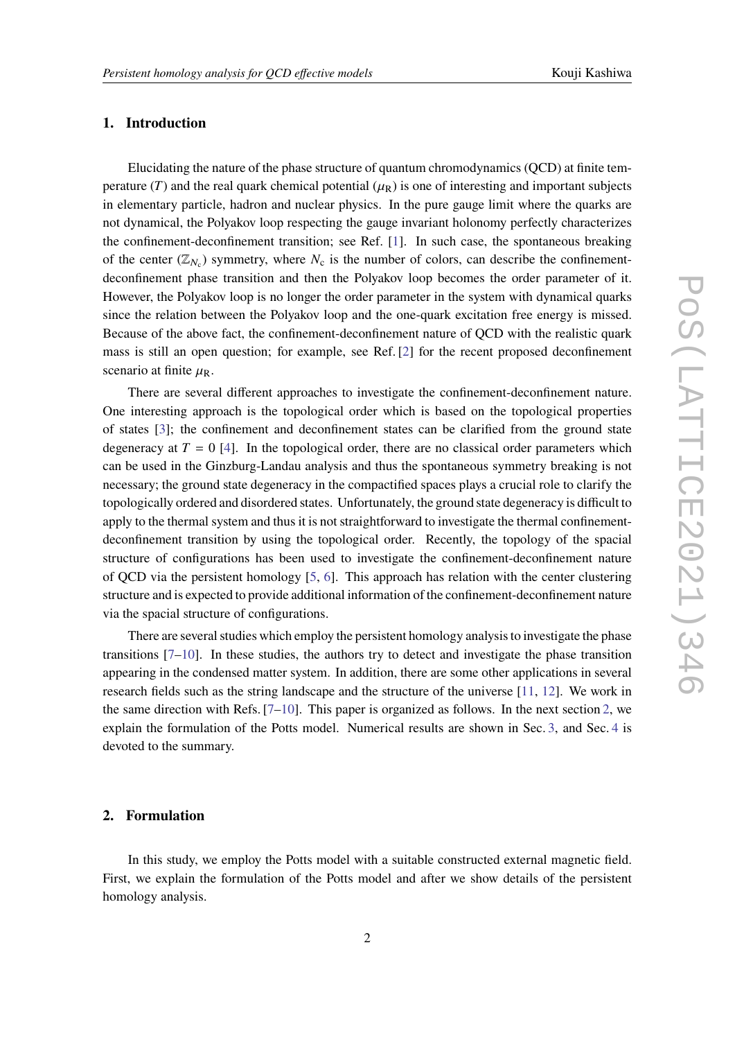## 1. Introduction

Elucidating the nature of the phase structure of quantum chromodynamics (QCD) at finite temperature ($T$) and the real quark chemical potential ($\mu_{\mathrm{R}}$) is one of interesting and important subjects in elementary particle, hadron and nuclear physics. In the pure gauge limit where the quarks are not dynamical, the Polyakov loop respecting the gauge invariant holonomy perfectly characterizes the confinement-deconfinement transition; see Ref. [1]. In such case, the spontaneous breaking of the center ($\mathbb{Z}_{N_{\mathrm{c}}}$) symmetry, where $N_{\mathrm{c}}$ is the number of colors, can describe the confinement-deconfinement phase transition and then the Polyakov loop becomes the order parameter of it. However, the Polyakov loop is no longer the order parameter in the system with dynamical quarks since the relation between the Polyakov loop and the one-quark excitation free energy is missed. Because of the above fact, the confinement-deconfinement nature of QCD with the realistic quark mass is still an open question; for example, see Ref. [2] for the recent proposed deconfinement scenario at finite $\mu_{\mathrm{R}}$.

There are several different approaches to investigate the confinement-deconfinement nature. One interesting approach is the topological order which is based on the topological properties of states [3]; the confinement and deconfinement states can be clarified from the ground state degeneracy at $T = 0$ [4]. In the topological order, there are no classical order parameters which can be used in the Ginzburg-Landau analysis and thus the spontaneous symmetry breaking is not necessary; the ground state degeneracy in the compactified spaces plays a crucial role to clarify the topologically ordered and disordered states. Unfortunately, the ground state degeneracy is difficult to apply to the thermal system and thus it is not straightforward to investigate the thermal confinement-deconfinement transition by using the topological order. Recently, the topology of the spacial structure of configurations has been used to investigate the confinement-deconfinement nature of QCD via the persistent homology [5, 6]. This approach has relation with the center clustering structure and is expected to provide additional information of the confinement-deconfinement nature via the spacial structure of configurations.

There are several studies which employ the persistent homology analysis to investigate the phase transitions [7–10]. In these studies, the authors try to detect and investigate the phase transition appearing in the condensed matter system. In addition, there are some other applications in several research fields such as the string landscape and the structure of the universe [11, 12]. We work in the same direction with Refs. [7–10]. This paper is organized as follows. In the next section 2, we explain the formulation of the Potts model. Numerical results are shown in Sec. 3, and Sec. 4 is devoted to the summary.

## 2. Formulation

In this study, we employ the Potts model with a suitable constructed external magnetic field. First, we explain the formulation of the Potts model and after we show details of the persistent homology analysis.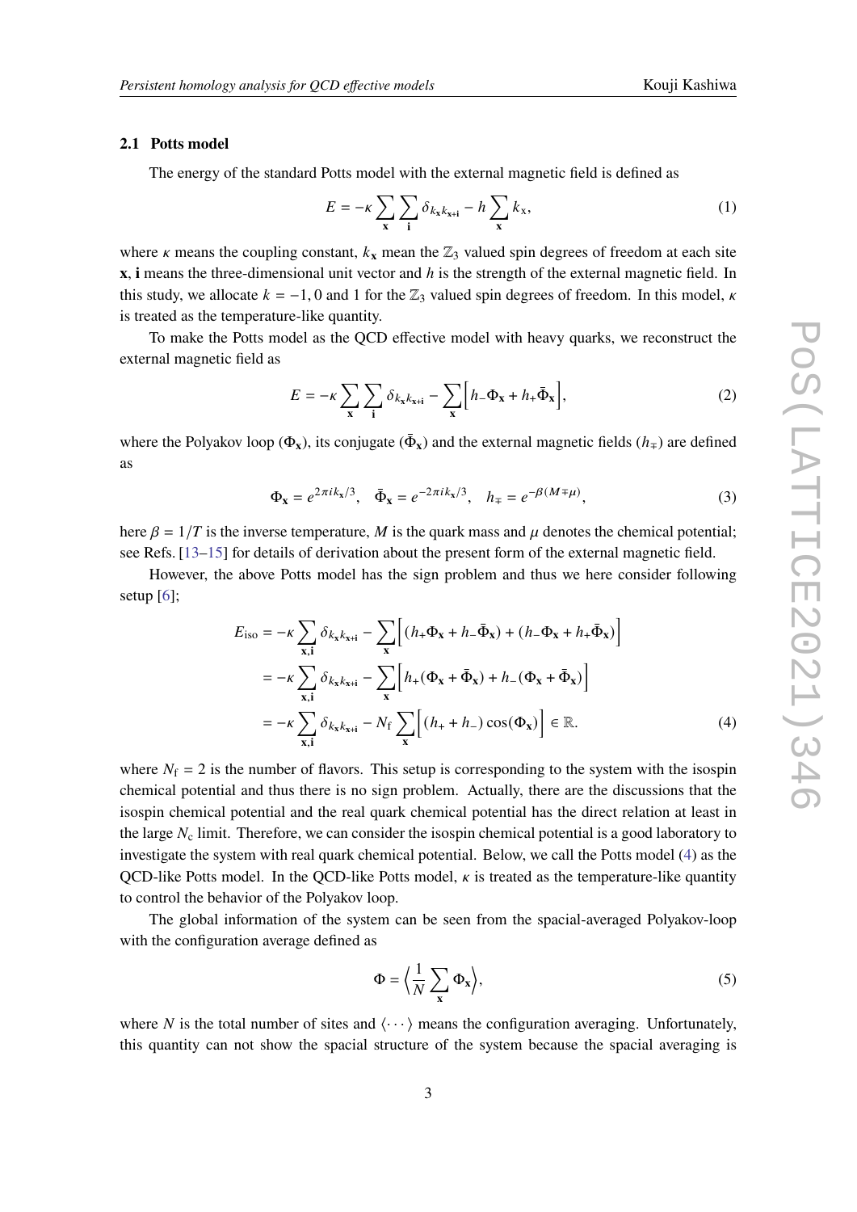### 2.1 Potts model

The energy of the standard Potts model with the external magnetic field is defined as

$$E = -\kappa \sum_{\mathbf{x}} \sum_{\mathbf{i}} \delta_{k_{\mathbf{x}} k_{\mathbf{x}+\mathbf{i}}} - h \sum_{\mathbf{x}} k_{\mathbf{x}}, \tag{1}$$

where $\kappa$ means the coupling constant, $k_{\mathbf{x}}$ mean the $\mathbb{Z}_3$ valued spin degrees of freedom at each site $\mathbf{x}$, $\mathbf{i}$ means the three-dimensional unit vector and $h$ is the strength of the external magnetic field. In this study, we allocate $k = -1, 0$ and $1$ for the $\mathbb{Z}_3$ valued spin degrees of freedom. In this model, $\kappa$ is treated as the temperature-like quantity.

To make the Potts model as the QCD effective model with heavy quarks, we reconstruct the external magnetic field as

$$E = -\kappa \sum_{\mathbf{x}} \sum_{\mathbf{i}} \delta_{k_{\mathbf{x}} k_{\mathbf{x}+\mathbf{i}}} - \sum_{\mathbf{x}} \Big[ h_- \Phi_{\mathbf{x}} + h_+ \bar{\Phi}_{\mathbf{x}} \Big], \tag{2}$$

where the Polyakov loop ($\Phi_{\mathbf{x}}$), its conjugate ($\bar{\Phi}_{\mathbf{x}}$) and the external magnetic fields ($h_{\mp}$) are defined as

$$\Phi_{\mathbf{x}} = e^{2\pi i k_{\mathbf{x}}/3}, \quad \bar{\Phi}_{\mathbf{x}} = e^{-2\pi i k_{\mathbf{x}}/3}, \quad h_{\mp} = e^{-\beta(M \mp \mu)}, \tag{3}$$

here $\beta = 1/T$ is the inverse temperature, $M$ is the quark mass and $\mu$ denotes the chemical potential; see Refs. [13–15] for details of derivation about the present form of the external magnetic field.

However, the above Potts model has the sign problem and thus we here consider following setup [6];

$$\begin{aligned}
E_{\mathrm{iso}} &= -\kappa \sum_{\mathbf{x},\mathbf{i}} \delta_{k_{\mathbf{x}} k_{\mathbf{x}+\mathbf{i}}} - \sum_{\mathbf{x}} \Big[ (h_+ \Phi_{\mathbf{x}} + h_- \bar{\Phi}_{\mathbf{x}}) + (h_- \Phi_{\mathbf{x}} + h_+ \bar{\Phi}_{\mathbf{x}}) \Big] \\
&= -\kappa \sum_{\mathbf{x},\mathbf{i}} \delta_{k_{\mathbf{x}} k_{\mathbf{x}+\mathbf{i}}} - \sum_{\mathbf{x}} \Big[ h_+ (\Phi_{\mathbf{x}} + \bar{\Phi}_{\mathbf{x}}) + h_- (\Phi_{\mathbf{x}} + \bar{\Phi}_{\mathbf{x}}) \Big] \\
&= -\kappa \sum_{\mathbf{x},\mathbf{i}} \delta_{k_{\mathbf{x}} k_{\mathbf{x}+\mathbf{i}}} - N_{\mathrm{f}} \sum_{\mathbf{x}} \Big[ (h_+ + h_-) \cos(\Phi_{\mathbf{x}}) \Big] \in \mathbb{R}.
\end{aligned} \tag{4}$$

where $N_{\mathrm{f}} = 2$ is the number of flavors. This setup is corresponding to the system with the isospin chemical potential and thus there is no sign problem. Actually, there are the discussions that the isospin chemical potential and the real quark chemical potential has the direct relation at least in the large $N_{\mathrm{c}}$ limit. Therefore, we can consider the isospin chemical potential is a good laboratory to investigate the system with real quark chemical potential. Below, we call the Potts model (4) as the QCD-like Potts model. In the QCD-like Potts model, $\kappa$ is treated as the temperature-like quantity to control the behavior of the Polyakov loop.

The global information of the system can be seen from the spacial-averaged Polyakov-loop with the configuration average defined as

$$\Phi = \Big\langle \frac{1}{N} \sum_{\mathbf{x}} \Phi_{\mathbf{x}} \Big\rangle, \tag{5}$$

where $N$ is the total number of sites and $\langle \cdots \rangle$ means the configuration averaging. Unfortunately, this quantity can not show the spacial structure of the system because the spacial averaging is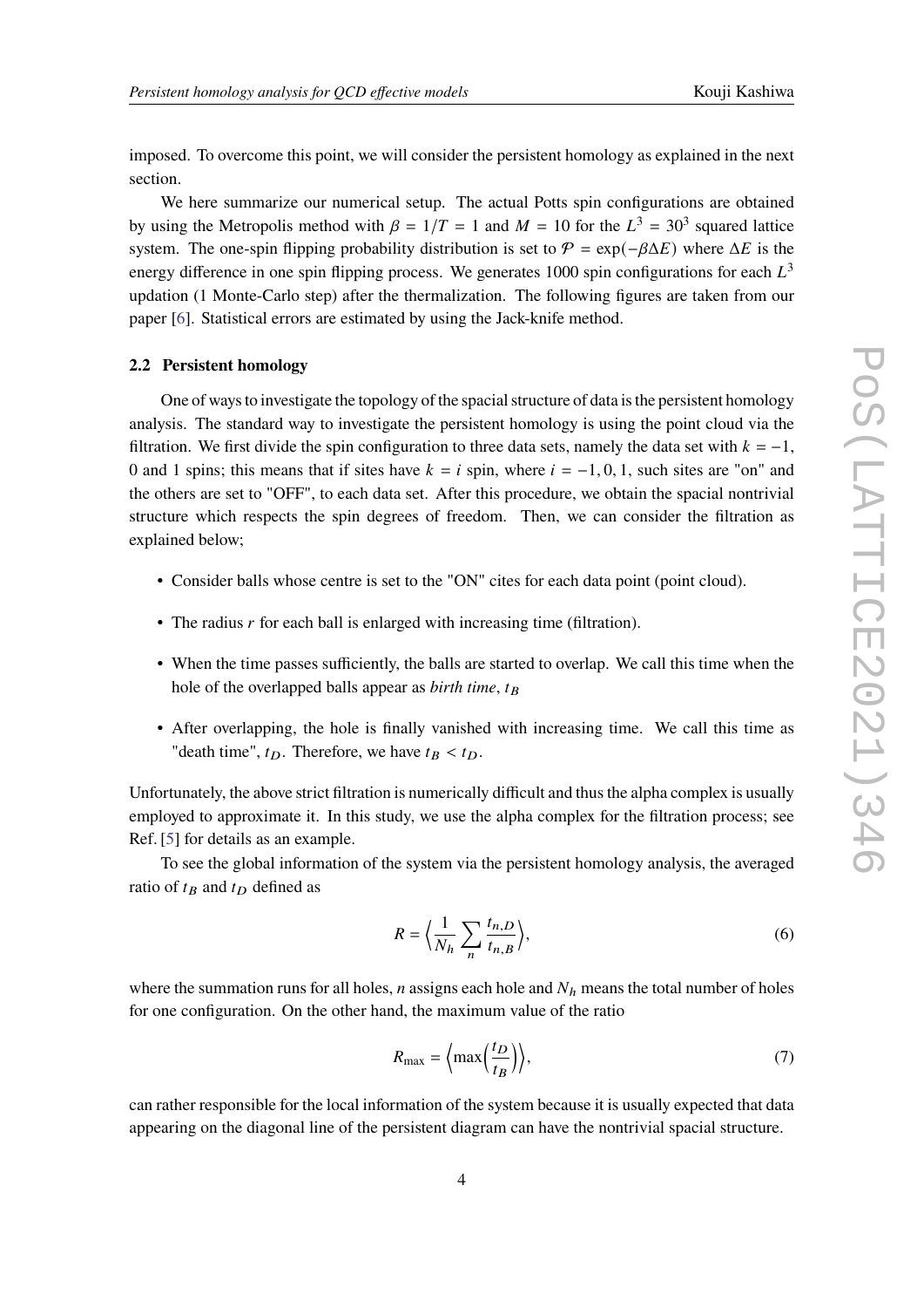imposed. To overcome this point, we will consider the persistent homology as explained in the next section.

We here summarize our numerical setup. The actual Potts spin configurations are obtained by using the Metropolis method with $\beta = 1/T = 1$ and $M = 10$ for the $L^3 = 30^3$ squared lattice system. The one-spin flipping probability distribution is set to $\mathcal{P} = \exp(-\beta\Delta E)$ where $\Delta E$ is the energy difference in one spin flipping process. We generates 1000 spin configurations for each $L^3$ updation (1 Monte-Carlo step) after the thermalization. The following figures are taken from our paper [6]. Statistical errors are estimated by using the Jack-knife method.

### 2.2 Persistent homology

One of ways to investigate the topology of the spacial structure of data is the persistent homology analysis. The standard way to investigate the persistent homology is using the point cloud via the filtration. We first divide the spin configuration to three data sets, namely the data set with $k = -1$, 0 and 1 spins; this means that if sites have $k = i$ spin, where $i = -1, 0, 1$, such sites are "on" and the others are set to "OFF", to each data set. After this procedure, we obtain the spacial nontrivial structure which respects the spin degrees of freedom. Then, we can consider the filtration as explained below;

- Consider balls whose centre is set to the "ON" cites for each data point (point cloud).
- The radius $r$ for each ball is enlarged with increasing time (filtration).
- When the time passes sufficiently, the balls are started to overlap. We call this time when the hole of the overlapped balls appear as *birth time*, $t_B$
- After overlapping, the hole is finally vanished with increasing time. We call this time as "death time", $t_D$. Therefore, we have $t_B < t_D$.

Unfortunately, the above strict filtration is numerically difficult and thus the alpha complex is usually employed to approximate it. In this study, we use the alpha complex for the filtration process; see Ref. [5] for details as an example.

To see the global information of the system via the persistent homology analysis, the averaged ratio of $t_B$ and $t_D$ defined as

$$R = \Big\langle \frac{1}{N_h} \sum_n \frac{t_{n,D}}{t_{n,B}} \Big\rangle, \tag{6}$$

where the summation runs for all holes, $n$ assigns each hole and $N_h$ means the total number of holes for one configuration. On the other hand, the maximum value of the ratio

$$R_{\max} = \Big\langle \max\Big(\frac{t_D}{t_B}\Big) \Big\rangle, \tag{7}$$

can rather responsible for the local information of the system because it is usually expected that data appearing on the diagonal line of the persistent diagram can have the nontrivial spacial structure.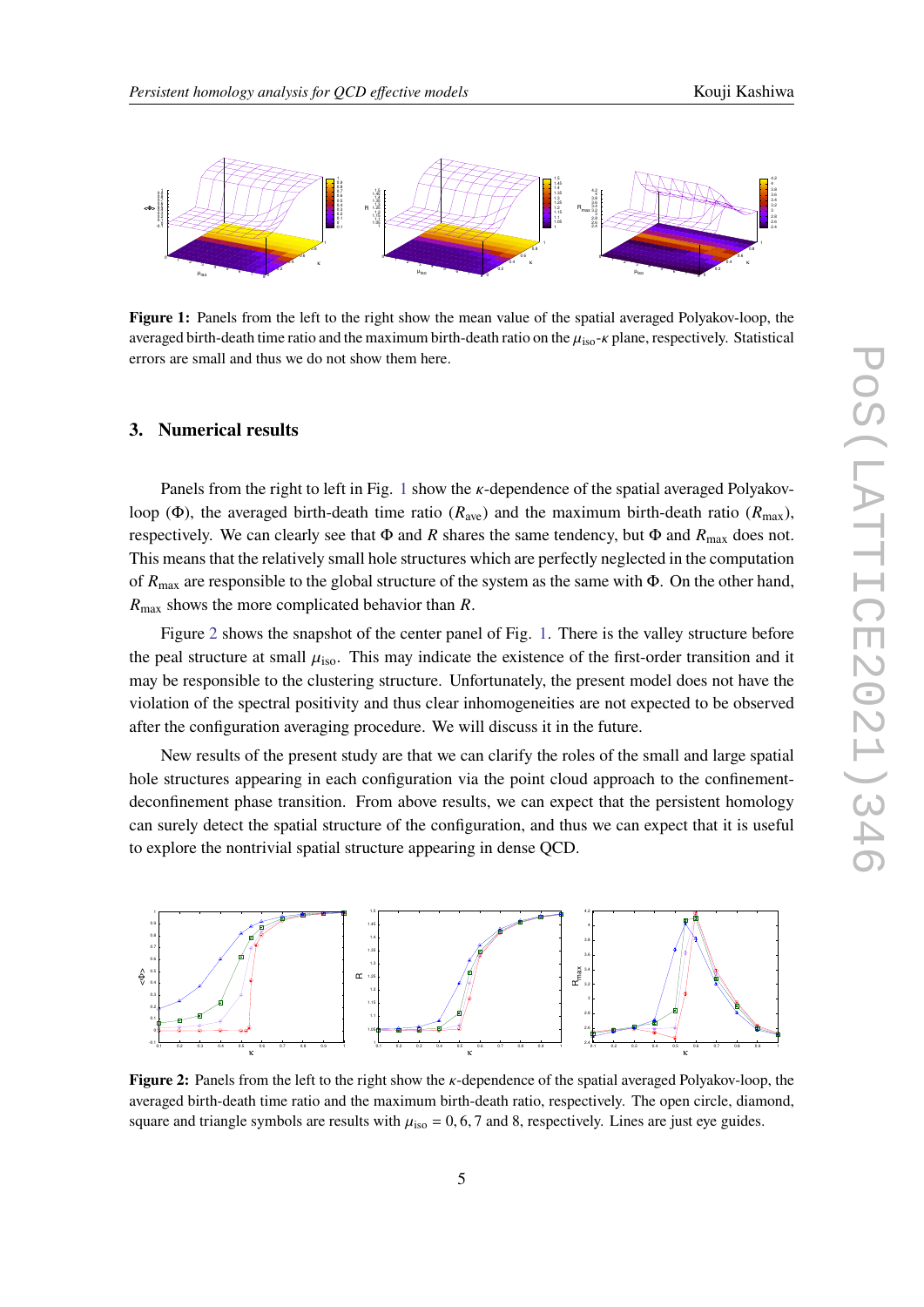**Figure 1:** Panels from the left to the right show the mean value of the spatial averaged Polyakov-loop, the averaged birth-death time ratio and the maximum birth-death ratio on the $\mu_{\mathrm{iso}}$-$\kappa$ plane, respectively. Statistical errors are small and thus we do not show them here.

## 3. Numerical results

Panels from the right to left in Fig. 1 show the $\kappa$-dependence of the spatial averaged Polyakov-loop ($\Phi$), the averaged birth-death time ratio ($R_{\mathrm{ave}}$) and the maximum birth-death ratio ($R_{\mathrm{max}}$), respectively. We can clearly see that $\Phi$ and $R$ shares the same tendency, but $\Phi$ and $R_{\mathrm{max}}$ does not. This means that the relatively small hole structures which are perfectly neglected in the computation of $R_{\mathrm{max}}$ are responsible to the global structure of the system as the same with $\Phi$. On the other hand, $R_{\mathrm{max}}$ shows the more complicated behavior than $R$.

Figure 2 shows the snapshot of the center panel of Fig. 1. There is the valley structure before the peal structure at small $\mu_{\mathrm{iso}}$. This may indicate the existence of the first-order transition and it may be responsible to the clustering structure. Unfortunately, the present model does not have the violation of the spectral positivity and thus clear inhomogeneities are not expected to be observed after the configuration averaging procedure. We will discuss it in the future.

New results of the present study are that we can clarify the roles of the small and large spatial hole structures appearing in each configuration via the point cloud approach to the confinement-deconfinement phase transition. From above results, we can expect that the persistent homology can surely detect the spatial structure of the configuration, and thus we can expect that it is useful to explore the nontrivial spatial structure appearing in dense QCD.

**Figure 2:** Panels from the left to the right show the $\kappa$-dependence of the spatial averaged Polyakov-loop, the averaged birth-death time ratio and the maximum birth-death ratio, respectively. The open circle, diamond, square and triangle symbols are results with $\mu_{\mathrm{iso}} = 0, 6, 7$ and $8$, respectively. Lines are just eye guides.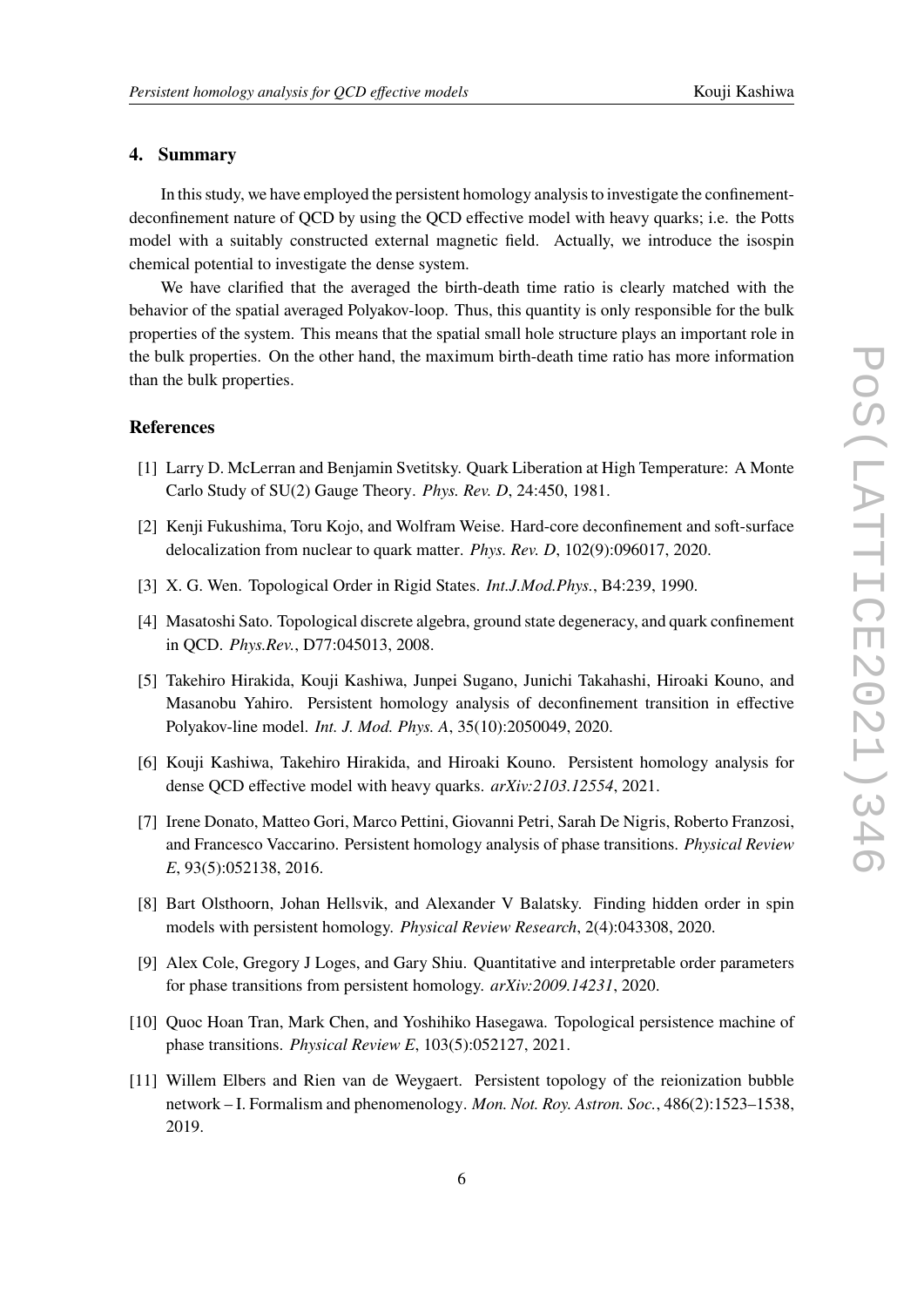## 4. Summary

In this study, we have employed the persistent homology analysis to investigate the confinement-deconfinement nature of QCD by using the QCD effective model with heavy quarks; i.e. the Potts model with a suitably constructed external magnetic field. Actually, we introduce the isospin chemical potential to investigate the dense system.

We have clarified that the averaged the birth-death time ratio is clearly matched with the behavior of the spatial averaged Polyakov-loop. Thus, this quantity is only responsible for the bulk properties of the system. This means that the spatial small hole structure plays an important role in the bulk properties. On the other hand, the maximum birth-death time ratio has more information than the bulk properties.

## References

[1] Larry D. McLerran and Benjamin Svetitsky. Quark Liberation at High Temperature: A Monte Carlo Study of SU(2) Gauge Theory. *Phys. Rev. D*, 24:450, 1981.

[2] Kenji Fukushima, Toru Kojo, and Wolfram Weise. Hard-core deconfinement and soft-surface delocalization from nuclear to quark matter. *Phys. Rev. D*, 102(9):096017, 2020.

[3] X. G. Wen. Topological Order in Rigid States. *Int.J.Mod.Phys.*, B4:239, 1990.

[4] Masatoshi Sato. Topological discrete algebra, ground state degeneracy, and quark confinement in QCD. *Phys.Rev.*, D77:045013, 2008.

[5] Takehiro Hirakida, Kouji Kashiwa, Junpei Sugano, Junichi Takahashi, Hiroaki Kouno, and Masanobu Yahiro. Persistent homology analysis of deconfinement transition in effective Polyakov-line model. *Int. J. Mod. Phys. A*, 35(10):2050049, 2020.

[6] Kouji Kashiwa, Takehiro Hirakida, and Hiroaki Kouno. Persistent homology analysis for dense QCD effective model with heavy quarks. *arXiv:2103.12554*, 2021.

[7] Irene Donato, Matteo Gori, Marco Pettini, Giovanni Petri, Sarah De Nigris, Roberto Franzosi, and Francesco Vaccarino. Persistent homology analysis of phase transitions. *Physical Review E*, 93(5):052138, 2016.

[8] Bart Olsthoorn, Johan Hellsvik, and Alexander V Balatsky. Finding hidden order in spin models with persistent homology. *Physical Review Research*, 2(4):043308, 2020.

[9] Alex Cole, Gregory J Loges, and Gary Shiu. Quantitative and interpretable order parameters for phase transitions from persistent homology. *arXiv:2009.14231*, 2020.

[10] Quoc Hoan Tran, Mark Chen, and Yoshihiko Hasegawa. Topological persistence machine of phase transitions. *Physical Review E*, 103(5):052127, 2021.

[11] Willem Elbers and Rien van de Weygaert. Persistent topology of the reionization bubble network – I. Formalism and phenomenology. *Mon. Not. Roy. Astron. Soc.*, 486(2):1523–1538, 2019.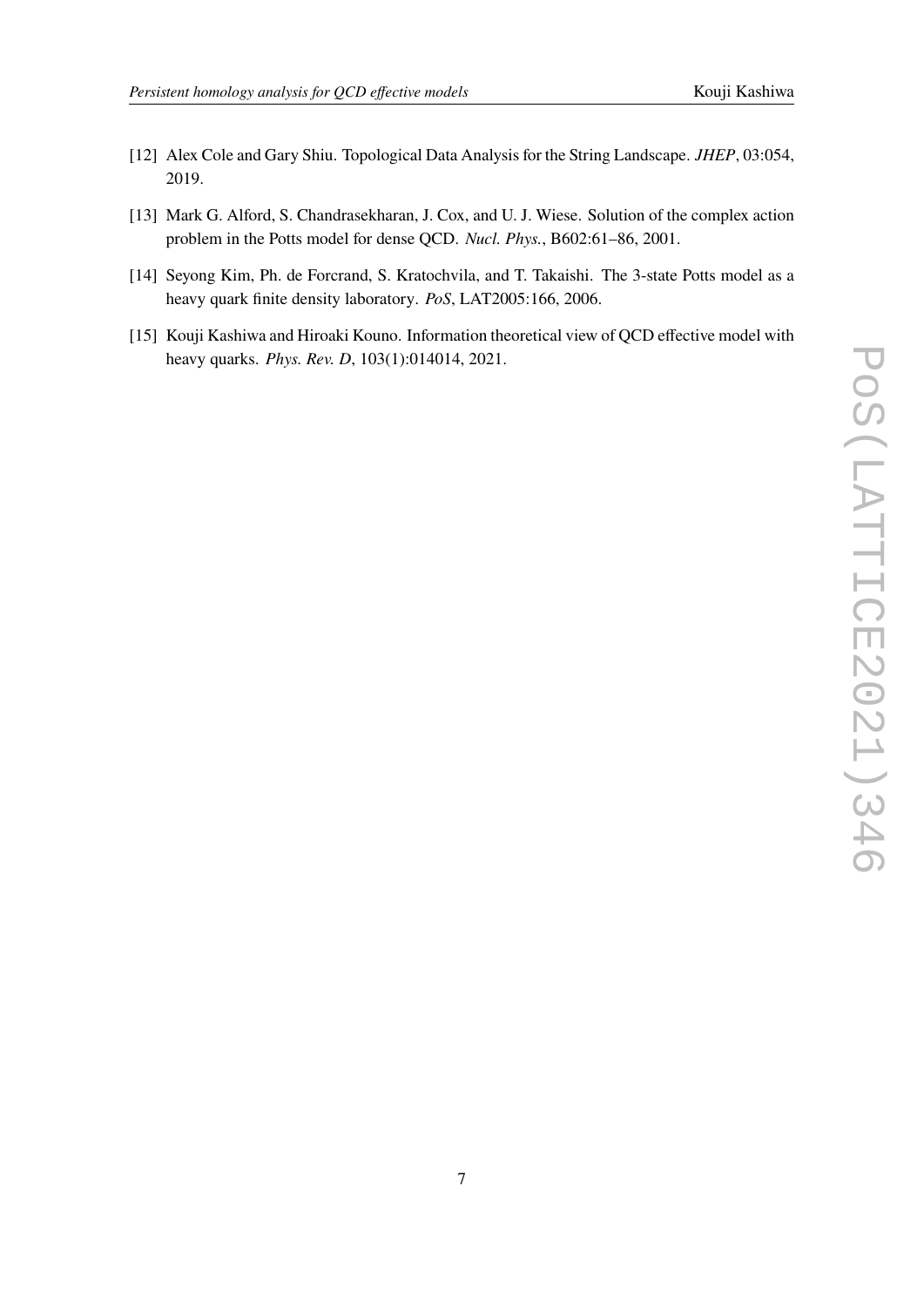[12] Alex Cole and Gary Shiu. Topological Data Analysis for the String Landscape. *JHEP*, 03:054, 2019.

[13] Mark G. Alford, S. Chandrasekharan, J. Cox, and U. J. Wiese. Solution of the complex action problem in the Potts model for dense QCD. *Nucl. Phys.*, B602:61–86, 2001.

[14] Seyong Kim, Ph. de Forcrand, S. Kratochvila, and T. Takaishi. The 3-state Potts model as a heavy quark finite density laboratory. *PoS*, LAT2005:166, 2006.

[15] Kouji Kashiwa and Hiroaki Kouno. Information theoretical view of QCD effective model with heavy quarks. *Phys. Rev. D*, 103(1):014014, 2021.